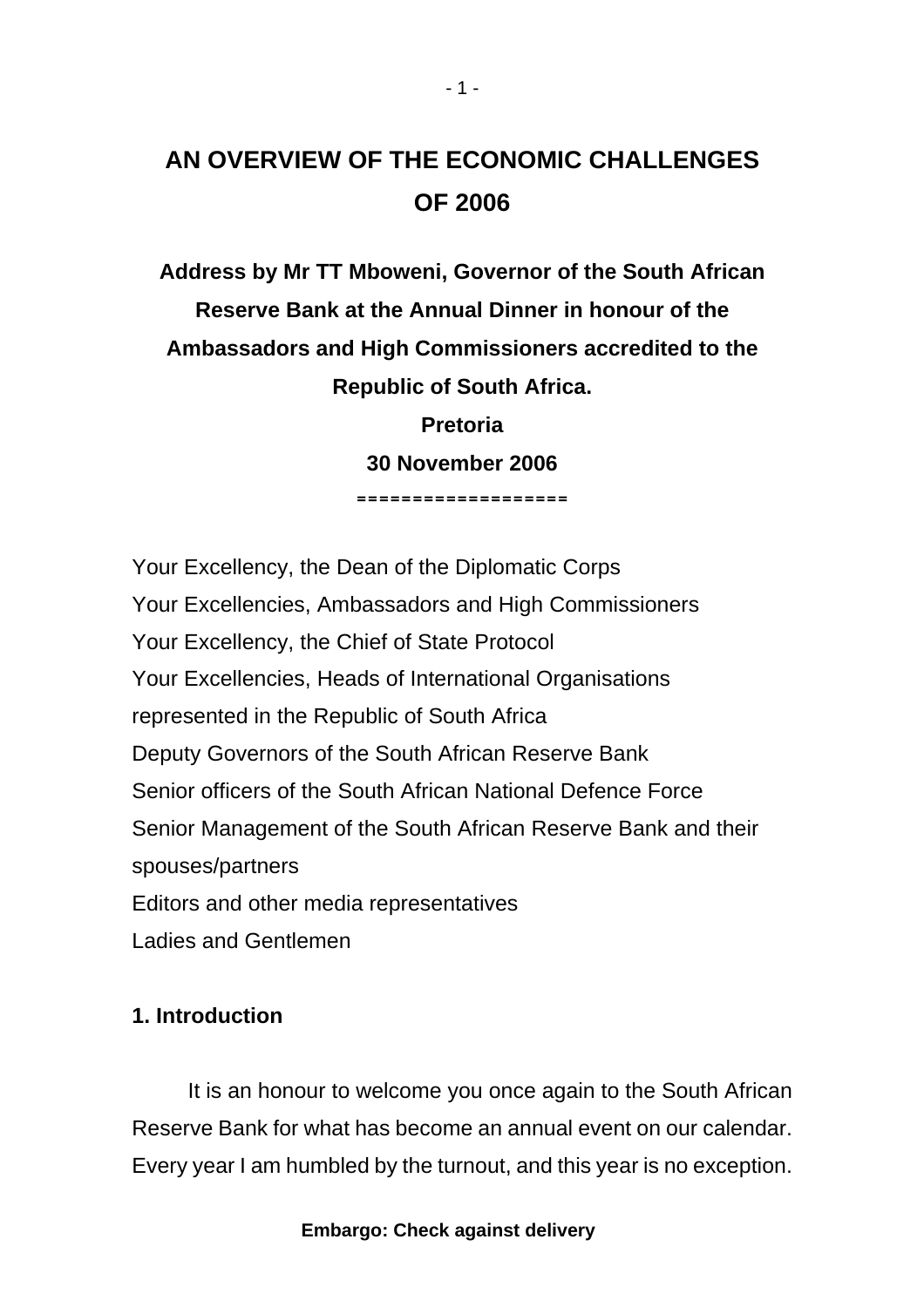# AN OVERVIEW OF THE ECONOMIC CHALLENGES OF 2006

**Address by Mr TT Mboweni, Governor of the South African Reserve Bank at the Annual Dinner in honour of the Ambassadors and High Commissioners accredited to the Republic of South Africa.**

**Pretoria**

**30 November 2006**

===================

Your Excellency, the Dean of the Diplomatic Corps
Your Excellencies, Ambassadors and High Commissioners
Your Excellency, the Chief of State Protocol
Your Excellencies, Heads of International Organisations represented in the Republic of South Africa
Deputy Governors of the South African Reserve Bank
Senior officers of the South African National Defence Force
Senior Management of the South African Reserve Bank and their spouses/partners
Editors and other media representatives
Ladies and Gentlemen

## 1. Introduction

It is an honour to welcome you once again to the South African Reserve Bank for what has become an annual event on our calendar. Every year I am humbled by the turnout, and this year is no exception.

**Embargo: Check against delivery**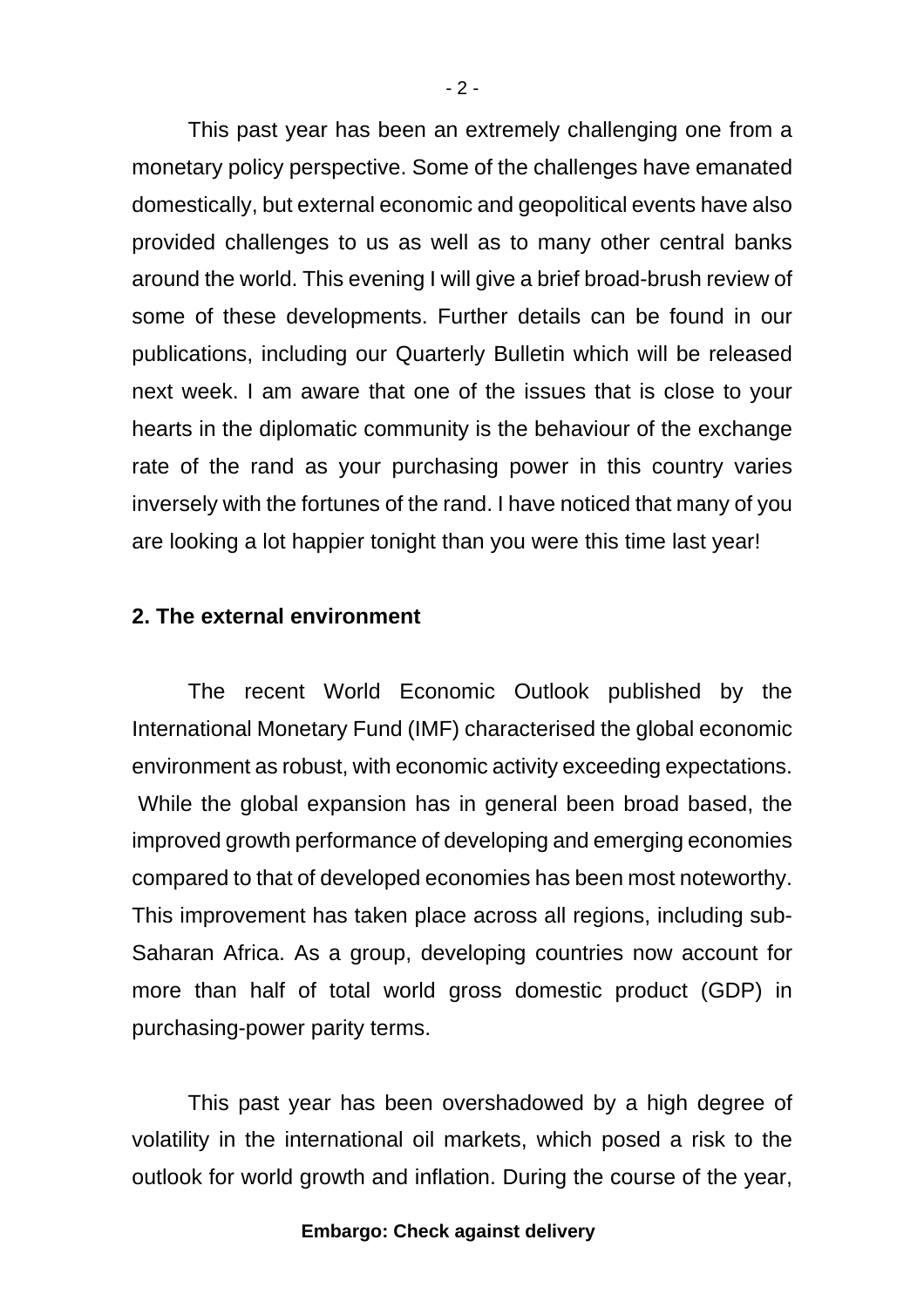This past year has been an extremely challenging one from a monetary policy perspective. Some of the challenges have emanated domestically, but external economic and geopolitical events have also provided challenges to us as well as to many other central banks around the world. This evening I will give a brief broad-brush review of some of these developments. Further details can be found in our publications, including our Quarterly Bulletin which will be released next week. I am aware that one of the issues that is close to your hearts in the diplomatic community is the behaviour of the exchange rate of the rand as your purchasing power in this country varies inversely with the fortunes of the rand. I have noticed that many of you are looking a lot happier tonight than you were this time last year!

## 2. The external environment

The recent World Economic Outlook published by the International Monetary Fund (IMF) characterised the global economic environment as robust, with economic activity exceeding expectations. While the global expansion has in general been broad based, the improved growth performance of developing and emerging economies compared to that of developed economies has been most noteworthy. This improvement has taken place across all regions, including sub-Saharan Africa. As a group, developing countries now account for more than half of total world gross domestic product (GDP) in purchasing-power parity terms.

This past year has been overshadowed by a high degree of volatility in the international oil markets, which posed a risk to the outlook for world growth and inflation. During the course of the year,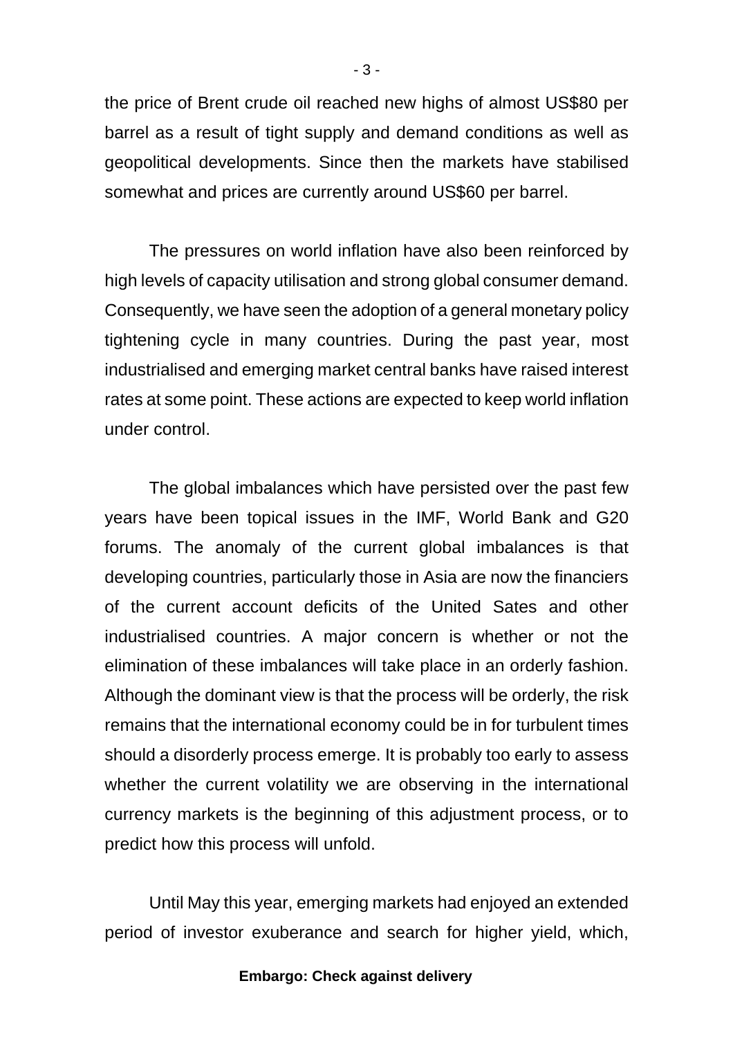the price of Brent crude oil reached new highs of almost US$80 per barrel as a result of tight supply and demand conditions as well as geopolitical developments. Since then the markets have stabilised somewhat and prices are currently around US$60 per barrel.

The pressures on world inflation have also been reinforced by high levels of capacity utilisation and strong global consumer demand. Consequently, we have seen the adoption of a general monetary policy tightening cycle in many countries. During the past year, most industrialised and emerging market central banks have raised interest rates at some point. These actions are expected to keep world inflation under control.

The global imbalances which have persisted over the past few years have been topical issues in the IMF, World Bank and G20 forums. The anomaly of the current global imbalances is that developing countries, particularly those in Asia are now the financiers of the current account deficits of the United Sates and other industrialised countries. A major concern is whether or not the elimination of these imbalances will take place in an orderly fashion. Although the dominant view is that the process will be orderly, the risk remains that the international economy could be in for turbulent times should a disorderly process emerge. It is probably too early to assess whether the current volatility we are observing in the international currency markets is the beginning of this adjustment process, or to predict how this process will unfold.

Until May this year, emerging markets had enjoyed an extended period of investor exuberance and search for higher yield, which,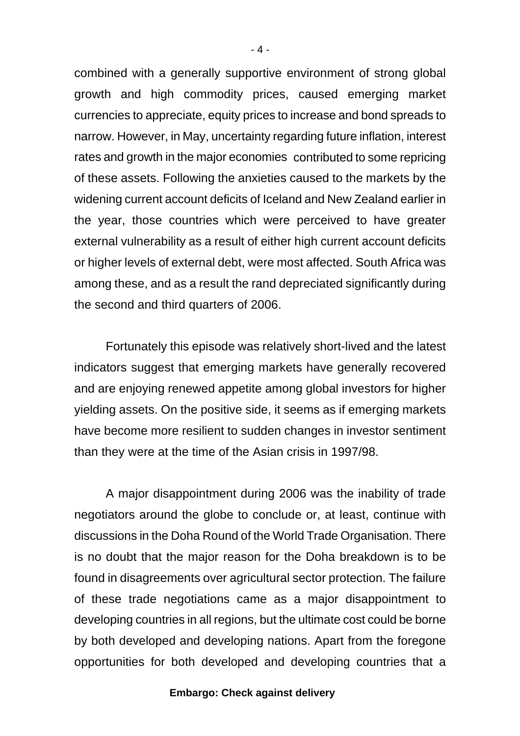combined with a generally supportive environment of strong global growth and high commodity prices, caused emerging market currencies to appreciate, equity prices to increase and bond spreads to narrow. However, in May, uncertainty regarding future inflation, interest rates and growth in the major economies contributed to some repricing of these assets. Following the anxieties caused to the markets by the widening current account deficits of Iceland and New Zealand earlier in the year, those countries which were perceived to have greater external vulnerability as a result of either high current account deficits or higher levels of external debt, were most affected. South Africa was among these, and as a result the rand depreciated significantly during the second and third quarters of 2006.

Fortunately this episode was relatively short-lived and the latest indicators suggest that emerging markets have generally recovered and are enjoying renewed appetite among global investors for higher yielding assets. On the positive side, it seems as if emerging markets have become more resilient to sudden changes in investor sentiment than they were at the time of the Asian crisis in 1997/98.

A major disappointment during 2006 was the inability of trade negotiators around the globe to conclude or, at least, continue with discussions in the Doha Round of the World Trade Organisation. There is no doubt that the major reason for the Doha breakdown is to be found in disagreements over agricultural sector protection. The failure of these trade negotiations came as a major disappointment to developing countries in all regions, but the ultimate cost could be borne by both developed and developing nations. Apart from the foregone opportunities for both developed and developing countries that a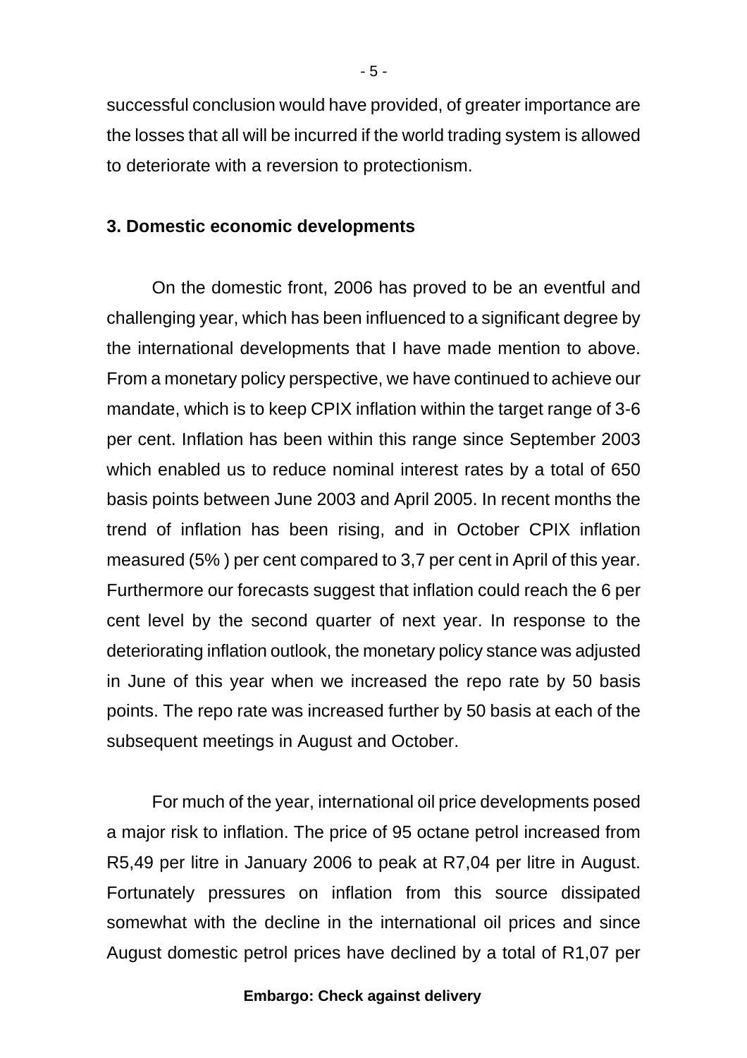successful conclusion would have provided, of greater importance are the losses that all will be incurred if the world trading system is allowed to deteriorate with a reversion to protectionism.

**3. Domestic economic developments**

On the domestic front, 2006 has proved to be an eventful and challenging year, which has been influenced to a significant degree by the international developments that I have made mention to above. From a monetary policy perspective, we have continued to achieve our mandate, which is to keep CPIX inflation within the target range of 3-6 per cent. Inflation has been within this range since September 2003 which enabled us to reduce nominal interest rates by a total of 650 basis points between June 2003 and April 2005. In recent months the trend of inflation has been rising, and in October CPIX inflation measured (5% ) per cent compared to 3,7 per cent in April of this year. Furthermore our forecasts suggest that inflation could reach the 6 per cent level by the second quarter of next year. In response to the deteriorating inflation outlook, the monetary policy stance was adjusted in June of this year when we increased the repo rate by 50 basis points. The repo rate was increased further by 50 basis at each of the subsequent meetings in August and October.

For much of the year, international oil price developments posed a major risk to inflation. The price of 95 octane petrol increased from R5,49 per litre in January 2006 to peak at R7,04 per litre in August. Fortunately pressures on inflation from this source dissipated somewhat with the decline in the international oil prices and since August domestic petrol prices have declined by a total of R1,07 per

**Embargo: Check against delivery**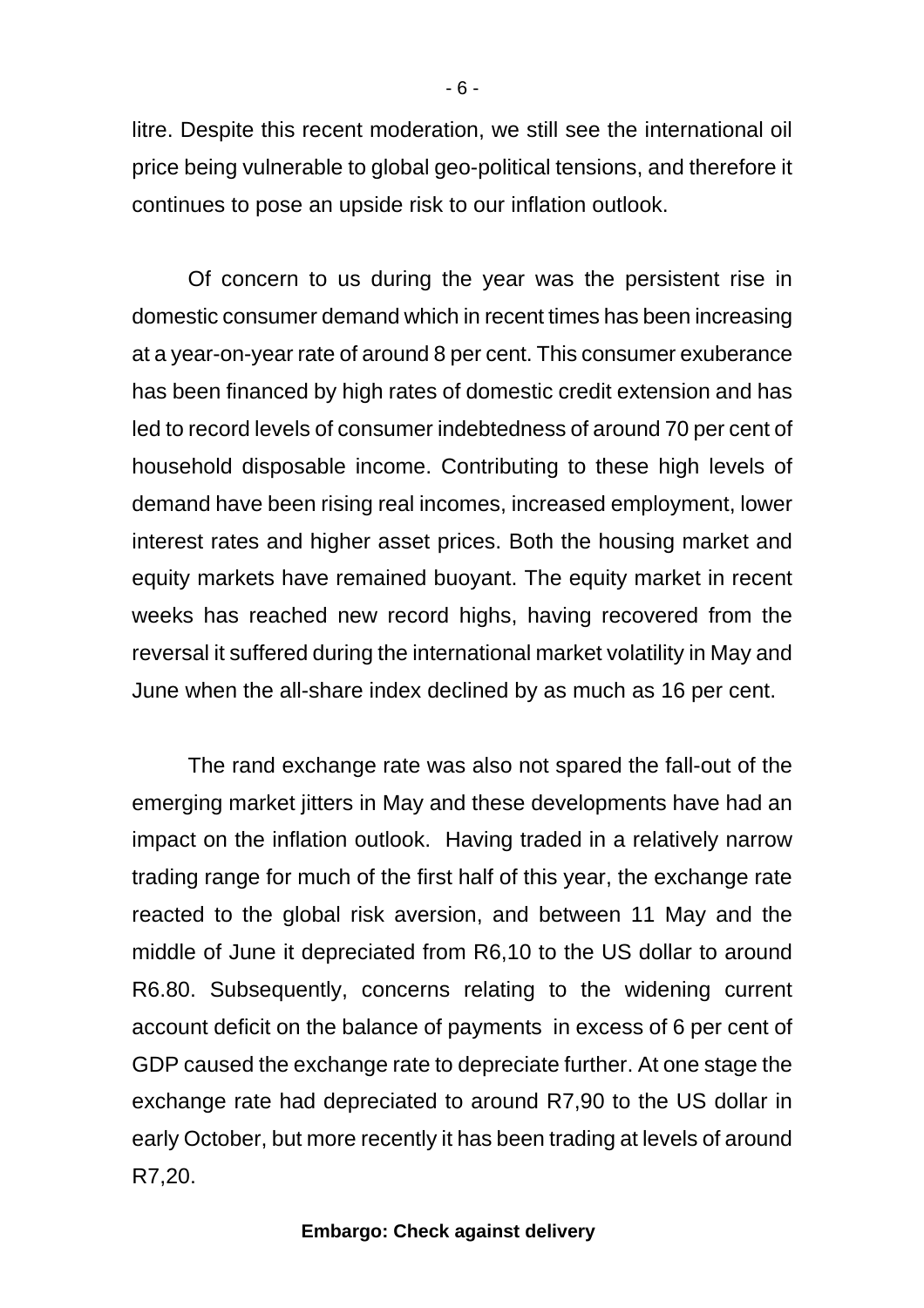litre. Despite this recent moderation, we still see the international oil price being vulnerable to global geo-political tensions, and therefore it continues to pose an upside risk to our inflation outlook.

Of concern to us during the year was the persistent rise in domestic consumer demand which in recent times has been increasing at a year-on-year rate of around 8 per cent. This consumer exuberance has been financed by high rates of domestic credit extension and has led to record levels of consumer indebtedness of around 70 per cent of household disposable income. Contributing to these high levels of demand have been rising real incomes, increased employment, lower interest rates and higher asset prices. Both the housing market and equity markets have remained buoyant. The equity market in recent weeks has reached new record highs, having recovered from the reversal it suffered during the international market volatility in May and June when the all-share index declined by as much as 16 per cent.

The rand exchange rate was also not spared the fall-out of the emerging market jitters in May and these developments have had an impact on the inflation outlook. Having traded in a relatively narrow trading range for much of the first half of this year, the exchange rate reacted to the global risk aversion, and between 11 May and the middle of June it depreciated from R6,10 to the US dollar to around R6.80. Subsequently, concerns relating to the widening current account deficit on the balance of payments in excess of 6 per cent of GDP caused the exchange rate to depreciate further. At one stage the exchange rate had depreciated to around R7,90 to the US dollar in early October, but more recently it has been trading at levels of around R7,20.

**Embargo: Check against delivery**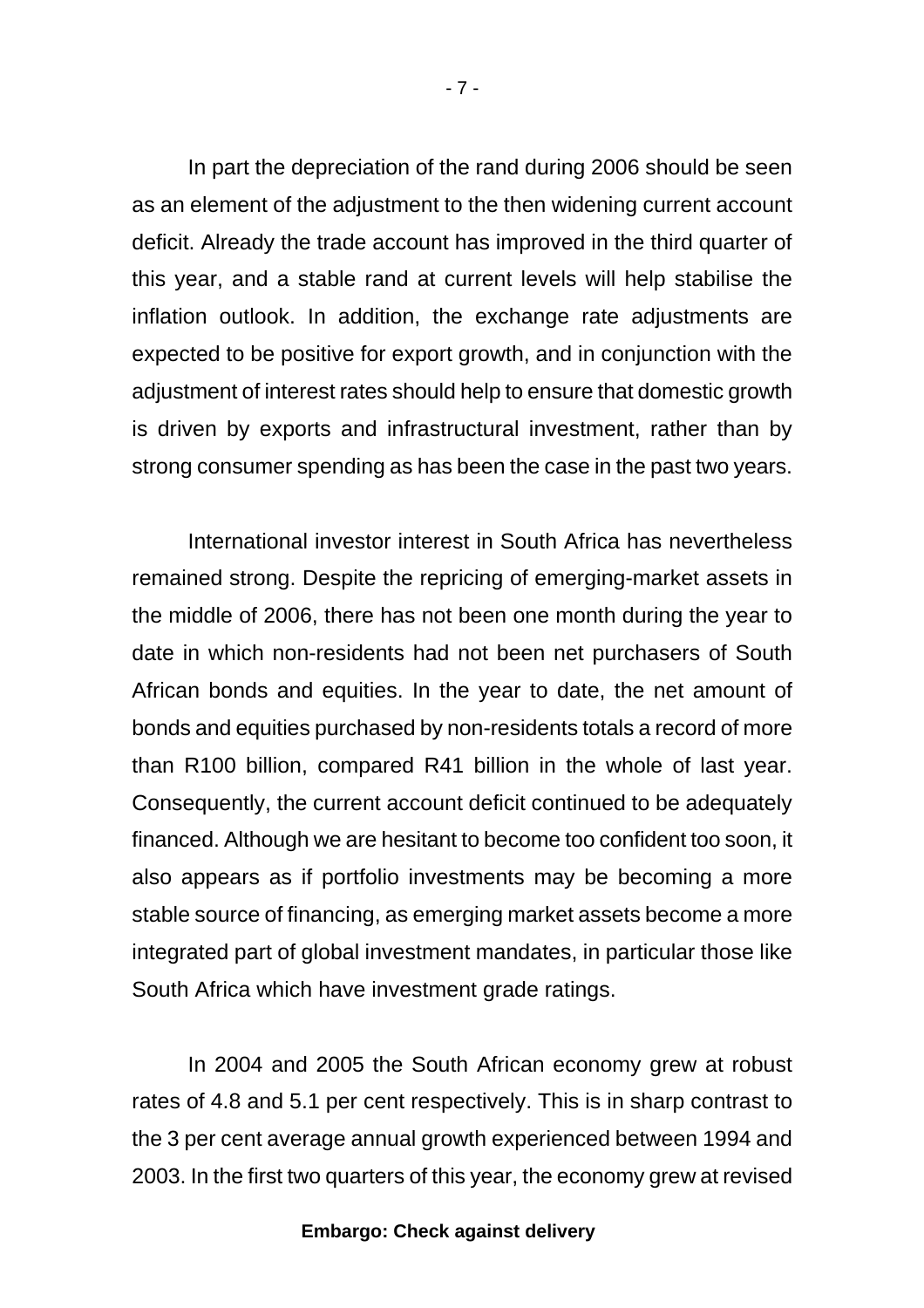In part the depreciation of the rand during 2006 should be seen as an element of the adjustment to the then widening current account deficit. Already the trade account has improved in the third quarter of this year, and a stable rand at current levels will help stabilise the inflation outlook. In addition, the exchange rate adjustments are expected to be positive for export growth, and in conjunction with the adjustment of interest rates should help to ensure that domestic growth is driven by exports and infrastructural investment, rather than by strong consumer spending as has been the case in the past two years.

International investor interest in South Africa has nevertheless remained strong. Despite the repricing of emerging-market assets in the middle of 2006, there has not been one month during the year to date in which non-residents had not been net purchasers of South African bonds and equities. In the year to date, the net amount of bonds and equities purchased by non-residents totals a record of more than R100 billion, compared R41 billion in the whole of last year. Consequently, the current account deficit continued to be adequately financed. Although we are hesitant to become too confident too soon, it also appears as if portfolio investments may be becoming a more stable source of financing, as emerging market assets become a more integrated part of global investment mandates, in particular those like South Africa which have investment grade ratings.

In 2004 and 2005 the South African economy grew at robust rates of 4.8 and 5.1 per cent respectively. This is in sharp contrast to the 3 per cent average annual growth experienced between 1994 and 2003. In the first two quarters of this year, the economy grew at revised

**Embargo: Check against delivery**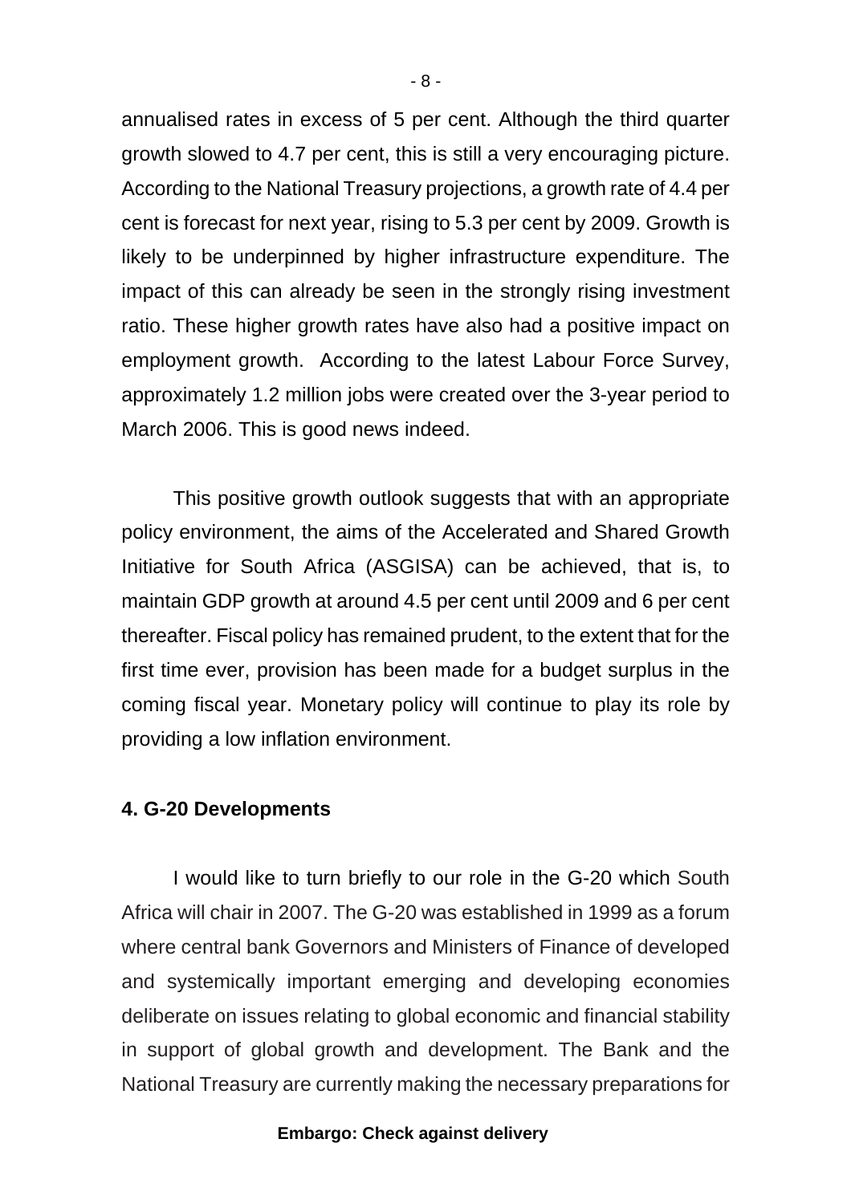annualised rates in excess of 5 per cent. Although the third quarter growth slowed to 4.7 per cent, this is still a very encouraging picture. According to the National Treasury projections, a growth rate of 4.4 per cent is forecast for next year, rising to 5.3 per cent by 2009. Growth is likely to be underpinned by higher infrastructure expenditure. The impact of this can already be seen in the strongly rising investment ratio. These higher growth rates have also had a positive impact on employment growth. According to the latest Labour Force Survey, approximately 1.2 million jobs were created over the 3-year period to March 2006. This is good news indeed.

This positive growth outlook suggests that with an appropriate policy environment, the aims of the Accelerated and Shared Growth Initiative for South Africa (ASGISA) can be achieved, that is, to maintain GDP growth at around 4.5 per cent until 2009 and 6 per cent thereafter. Fiscal policy has remained prudent, to the extent that for the first time ever, provision has been made for a budget surplus in the coming fiscal year. Monetary policy will continue to play its role by providing a low inflation environment.

**4. G-20 Developments**

I would like to turn briefly to our role in the G-20 which South Africa will chair in 2007. The G-20 was established in 1999 as a forum where central bank Governors and Ministers of Finance of developed and systemically important emerging and developing economies deliberate on issues relating to global economic and financial stability in support of global growth and development. The Bank and the National Treasury are currently making the necessary preparations for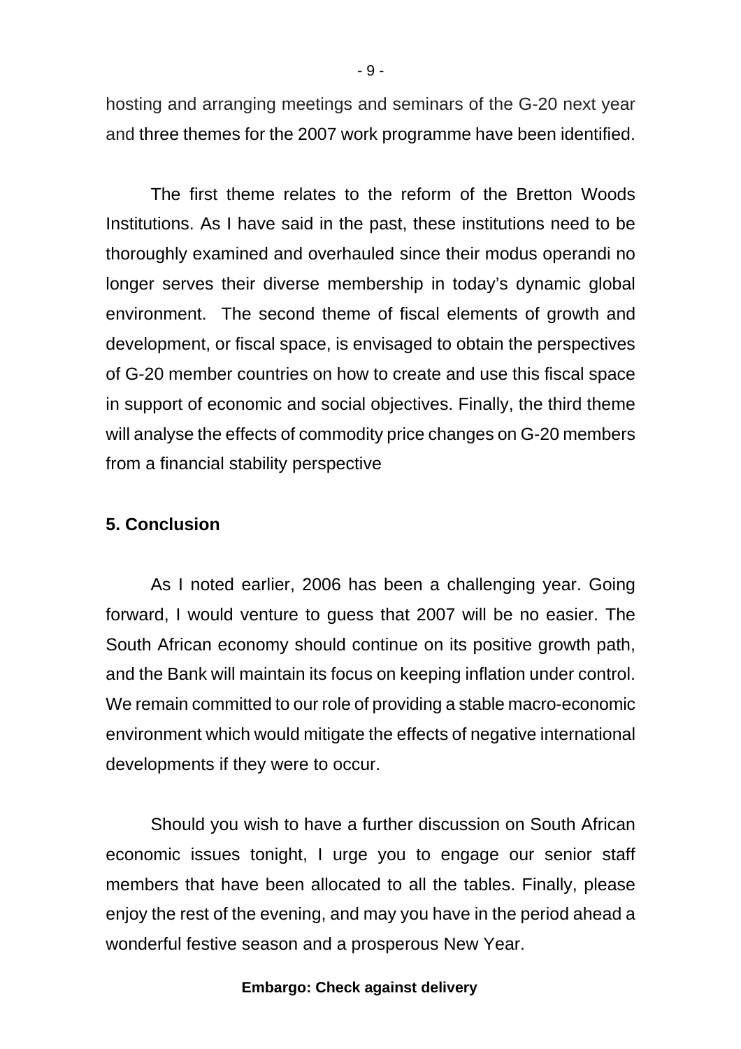hosting and arranging meetings and seminars of the G-20 next year and three themes for the 2007 work programme have been identified.

The first theme relates to the reform of the Bretton Woods Institutions. As I have said in the past, these institutions need to be thoroughly examined and overhauled since their modus operandi no longer serves their diverse membership in today's dynamic global environment. The second theme of fiscal elements of growth and development, or fiscal space, is envisaged to obtain the perspectives of G-20 member countries on how to create and use this fiscal space in support of economic and social objectives. Finally, the third theme will analyse the effects of commodity price changes on G-20 members from a financial stability perspective

**5. Conclusion**

As I noted earlier, 2006 has been a challenging year. Going forward, I would venture to guess that 2007 will be no easier. The South African economy should continue on its positive growth path, and the Bank will maintain its focus on keeping inflation under control. We remain committed to our role of providing a stable macro-economic environment which would mitigate the effects of negative international developments if they were to occur.

Should you wish to have a further discussion on South African economic issues tonight, I urge you to engage our senior staff members that have been allocated to all the tables. Finally, please enjoy the rest of the evening, and may you have in the period ahead a wonderful festive season and a prosperous New Year.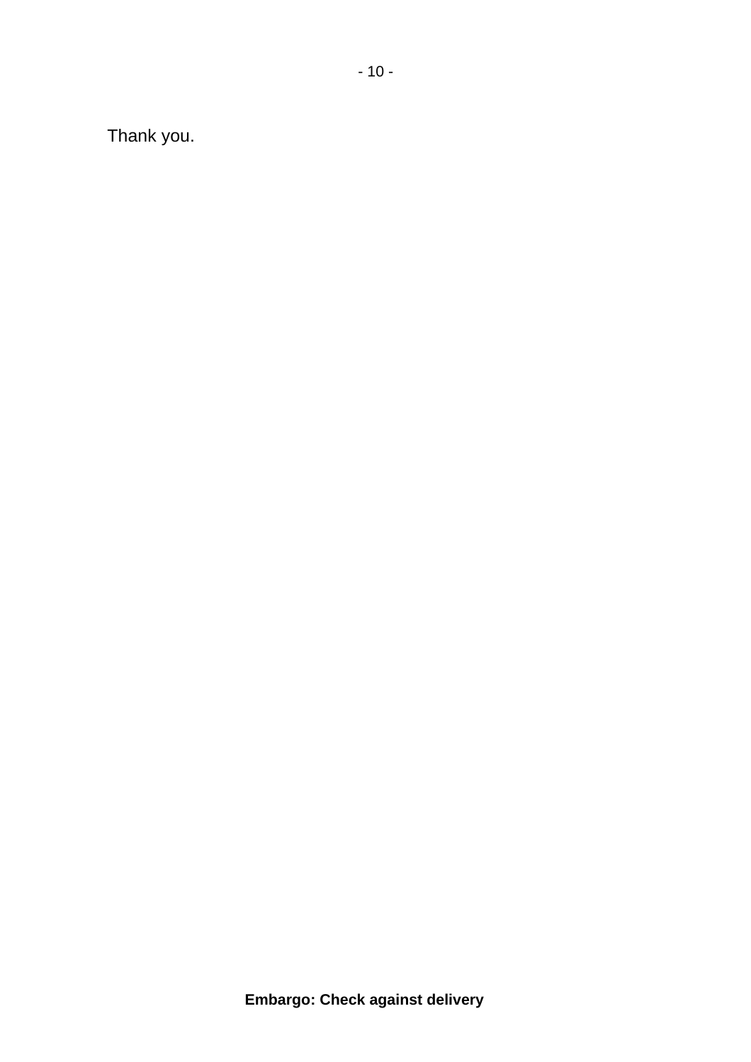Thank you.